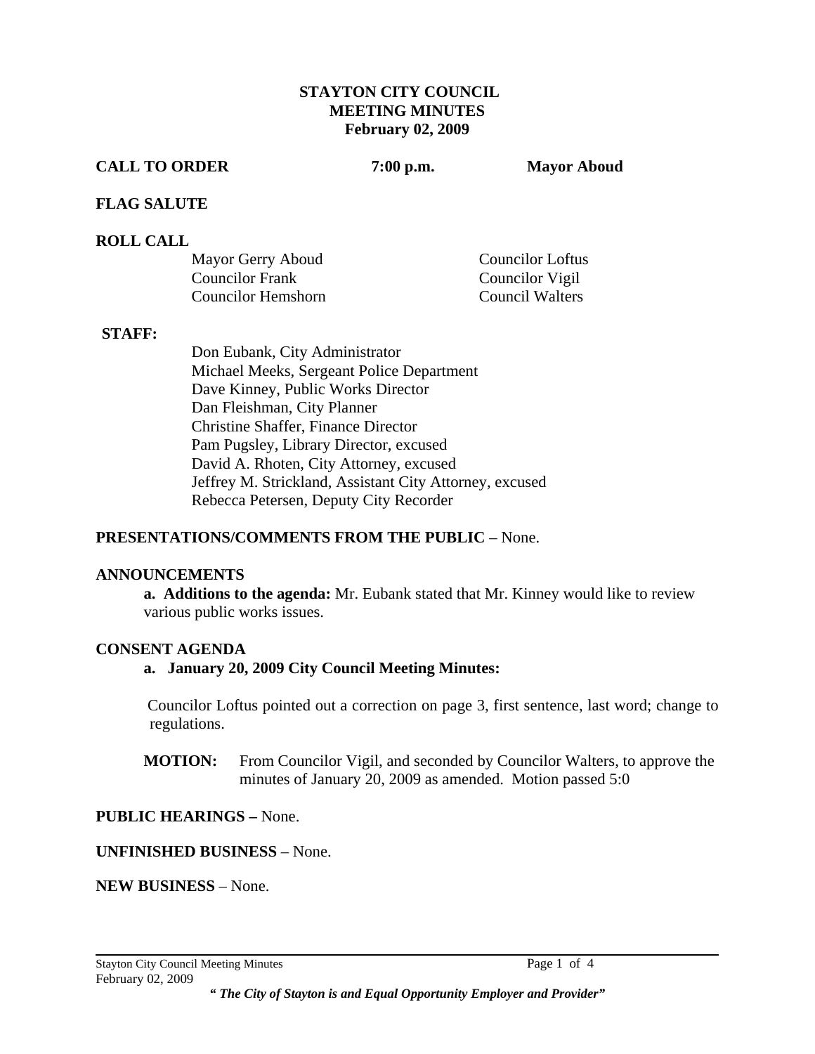**STAYTON CITY COUNCIL**
**MEETING MINUTES**
**February 02, 2009**

**CALL TO ORDER** **7:00 p.m.** **Mayor Aboud**

**FLAG SALUTE**

**ROLL CALL**

Mayor Gerry Aboud
Councilor Frank
Councilor Hemshorn
Councilor Loftus
Councilor Vigil
Council Walters

**STAFF:**

Don Eubank, City Administrator
Michael Meeks, Sergeant Police Department
Dave Kinney, Public Works Director
Dan Fleishman, City Planner
Christine Shaffer, Finance Director
Pam Pugsley, Library Director, excused
David A. Rhoten, City Attorney, excused
Jeffrey M. Strickland, Assistant City Attorney, excused
Rebecca Petersen, Deputy City Recorder

**PRESENTATIONS/COMMENTS FROM THE PUBLIC** – None.

**ANNOUNCEMENTS**

**a. Additions to the agenda:** Mr. Eubank stated that Mr. Kinney would like to review various public works issues.

**CONSENT AGENDA**

**a. January 20, 2009 City Council Meeting Minutes:**

Councilor Loftus pointed out a correction on page 3, first sentence, last word; change to regulations.

**MOTION:** From Councilor Vigil, and seconded by Councilor Walters, to approve the minutes of January 20, 2009 as amended. Motion passed 5:0

**PUBLIC HEARINGS –** None.

**UNFINISHED BUSINESS** – None.

**NEW BUSINESS** – None.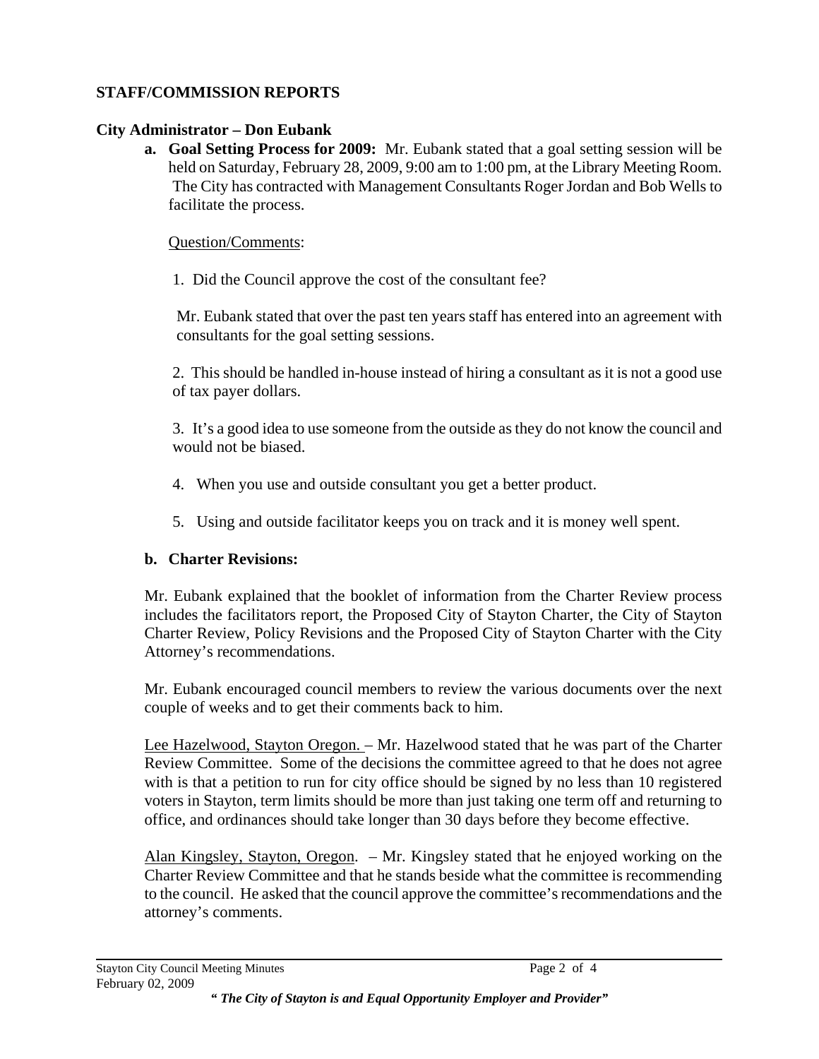## STAFF/COMMISSION REPORTS

### City Administrator – Don Eubank

**a. Goal Setting Process for 2009:** Mr. Eubank stated that a goal setting session will be held on Saturday, February 28, 2009, 9:00 am to 1:00 pm, at the Library Meeting Room. The City has contracted with Management Consultants Roger Jordan and Bob Wells to facilitate the process.

Question/Comments:

1. Did the Council approve the cost of the consultant fee?

   Mr. Eubank stated that over the past ten years staff has entered into an agreement with consultants for the goal setting sessions.

2. This should be handled in-house instead of hiring a consultant as it is not a good use of tax payer dollars.

3. It's a good idea to use someone from the outside as they do not know the council and would not be biased.

4. When you use and outside consultant you get a better product.

5. Using and outside facilitator keeps you on track and it is money well spent.

**b. Charter Revisions:**

Mr. Eubank explained that the booklet of information from the Charter Review process includes the facilitators report, the Proposed City of Stayton Charter, the City of Stayton Charter Review, Policy Revisions and the Proposed City of Stayton Charter with the City Attorney's recommendations.

Mr. Eubank encouraged council members to review the various documents over the next couple of weeks and to get their comments back to him.

Lee Hazelwood, Stayton Oregon. – Mr. Hazelwood stated that he was part of the Charter Review Committee. Some of the decisions the committee agreed to that he does not agree with is that a petition to run for city office should be signed by no less than 10 registered voters in Stayton, term limits should be more than just taking one term off and returning to office, and ordinances should take longer than 30 days before they become effective.

Alan Kingsley, Stayton, Oregon. – Mr. Kingsley stated that he enjoyed working on the Charter Review Committee and that he stands beside what the committee is recommending to the council. He asked that the council approve the committee's recommendations and the attorney's comments.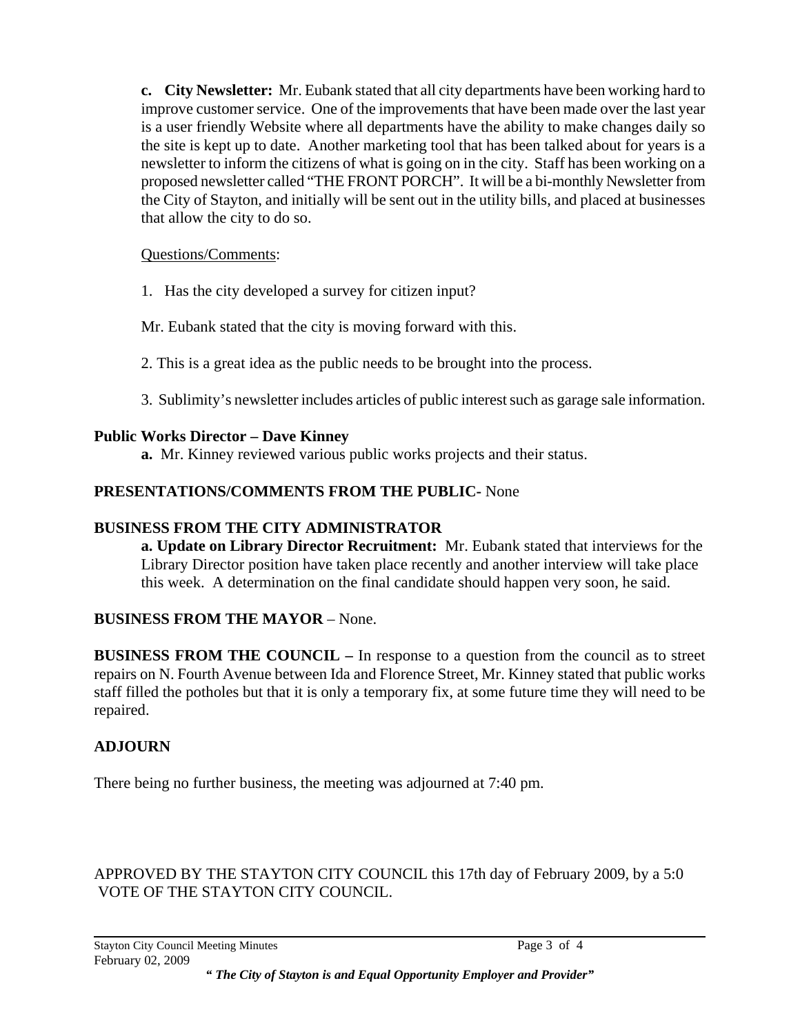**c. City Newsletter:** Mr. Eubank stated that all city departments have been working hard to improve customer service. One of the improvements that have been made over the last year is a user friendly Website where all departments have the ability to make changes daily so the site is kept up to date. Another marketing tool that has been talked about for years is a newsletter to inform the citizens of what is going on in the city. Staff has been working on a proposed newsletter called "THE FRONT PORCH". It will be a bi-monthly Newsletter from the City of Stayton, and initially will be sent out in the utility bills, and placed at businesses that allow the city to do so.

Questions/Comments:

1. Has the city developed a survey for citizen input?

Mr. Eubank stated that the city is moving forward with this.

2. This is a great idea as the public needs to be brought into the process.

3. Sublimity's newsletter includes articles of public interest such as garage sale information.

**Public Works Director – Dave Kinney**

**a.** Mr. Kinney reviewed various public works projects and their status.

**PRESENTATIONS/COMMENTS FROM THE PUBLIC-** None

**BUSINESS FROM THE CITY ADMINISTRATOR**

**a. Update on Library Director Recruitment:** Mr. Eubank stated that interviews for the Library Director position have taken place recently and another interview will take place this week. A determination on the final candidate should happen very soon, he said.

**BUSINESS FROM THE MAYOR** – None.

**BUSINESS FROM THE COUNCIL –** In response to a question from the council as to street repairs on N. Fourth Avenue between Ida and Florence Street, Mr. Kinney stated that public works staff filled the potholes but that it is only a temporary fix, at some future time they will need to be repaired.

**ADJOURN**

There being no further business, the meeting was adjourned at 7:40 pm.

APPROVED BY THE STAYTON CITY COUNCIL this 17th day of February 2009, by a 5:0 VOTE OF THE STAYTON CITY COUNCIL.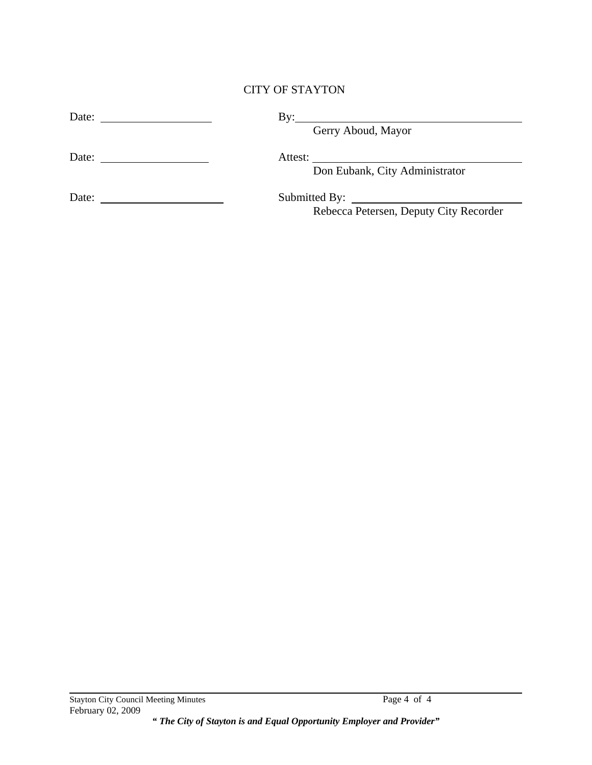CITY OF STAYTON

Date: ____________________ By: ________________________________________
Gerry Aboud, Mayor

Date: ____________________ Attest: ________________________________________
Don Eubank, City Administrator

Date: ____________________ Submitted By: ________________________________
Rebecca Petersen, Deputy City Recorder

***" The City of Stayton is and Equal Opportunity Employer and Provider"***